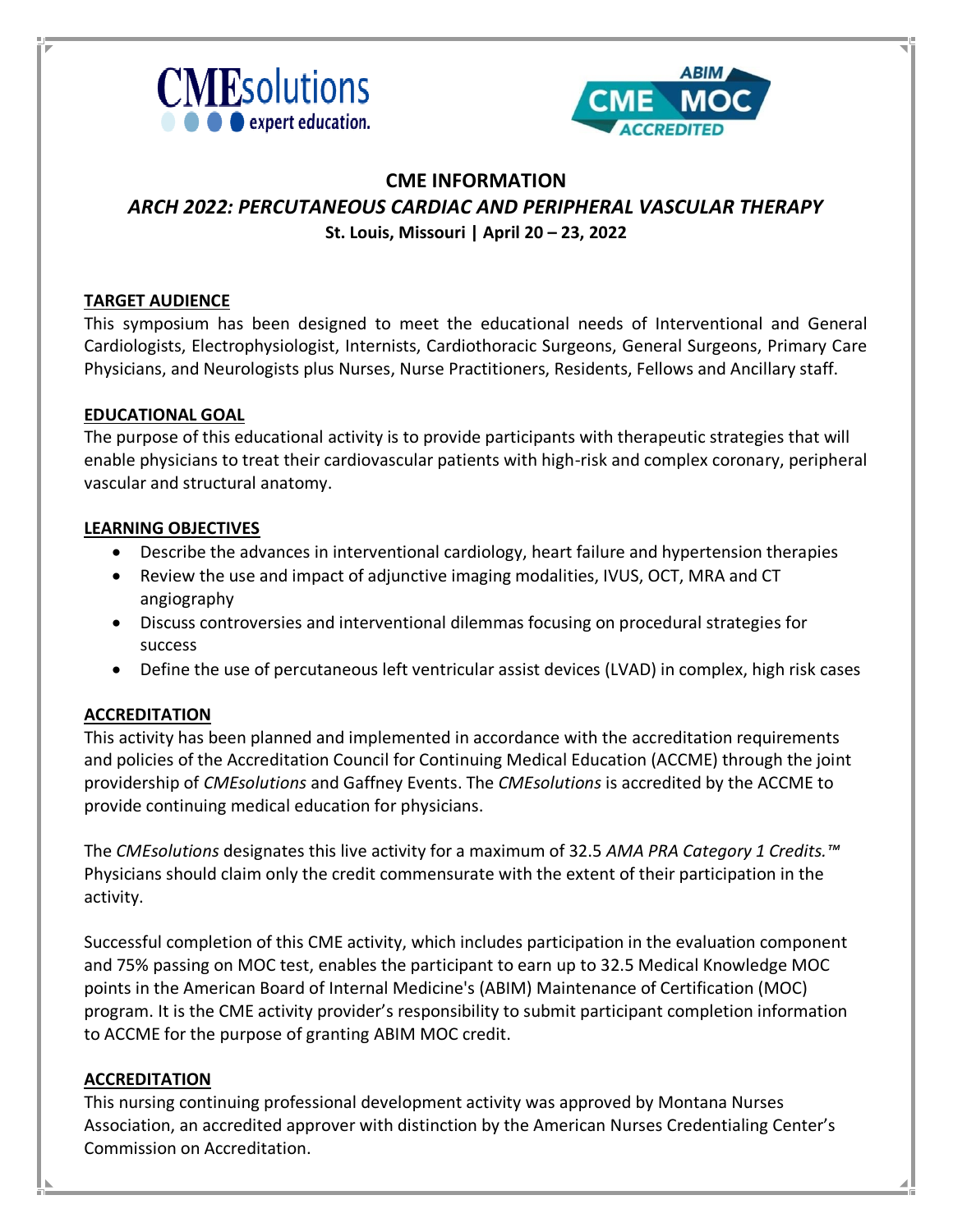# CME INFORMATION

## *ARCH 2022: PERCUTANEOUS CARDIAC AND PERIPHERAL VASCULAR THERAPY*

**St. Louis, Missouri | April 20 – 23, 2022**

### TARGET AUDIENCE

This symposium has been designed to meet the educational needs of Interventional and General Cardiologists, Electrophysiologist, Internists, Cardiothoracic Surgeons, General Surgeons, Primary Care Physicians, and Neurologists plus Nurses, Nurse Practitioners, Residents, Fellows and Ancillary staff.

### EDUCATIONAL GOAL

The purpose of this educational activity is to provide participants with therapeutic strategies that will enable physicians to treat their cardiovascular patients with high-risk and complex coronary, peripheral vascular and structural anatomy.

### LEARNING OBJECTIVES

- Describe the advances in interventional cardiology, heart failure and hypertension therapies
- Review the use and impact of adjunctive imaging modalities, IVUS, OCT, MRA and CT angiography
- Discuss controversies and interventional dilemmas focusing on procedural strategies for success
- Define the use of percutaneous left ventricular assist devices (LVAD) in complex, high risk cases

### ACCREDITATION

This activity has been planned and implemented in accordance with the accreditation requirements and policies of the Accreditation Council for Continuing Medical Education (ACCME) through the joint providership of *CMEsolutions* and Gaffney Events. The *CMEsolutions* is accredited by the ACCME to provide continuing medical education for physicians.

The *CMEsolutions* designates this live activity for a maximum of 32.5 *AMA PRA Category 1 Credits.™* Physicians should claim only the credit commensurate with the extent of their participation in the activity.

Successful completion of this CME activity, which includes participation in the evaluation component and 75% passing on MOC test, enables the participant to earn up to 32.5 Medical Knowledge MOC points in the American Board of Internal Medicine's (ABIM) Maintenance of Certification (MOC) program. It is the CME activity provider's responsibility to submit participant completion information to ACCME for the purpose of granting ABIM MOC credit.

### ACCREDITATION

This nursing continuing professional development activity was approved by Montana Nurses Association, an accredited approver with distinction by the American Nurses Credentialing Center's Commission on Accreditation.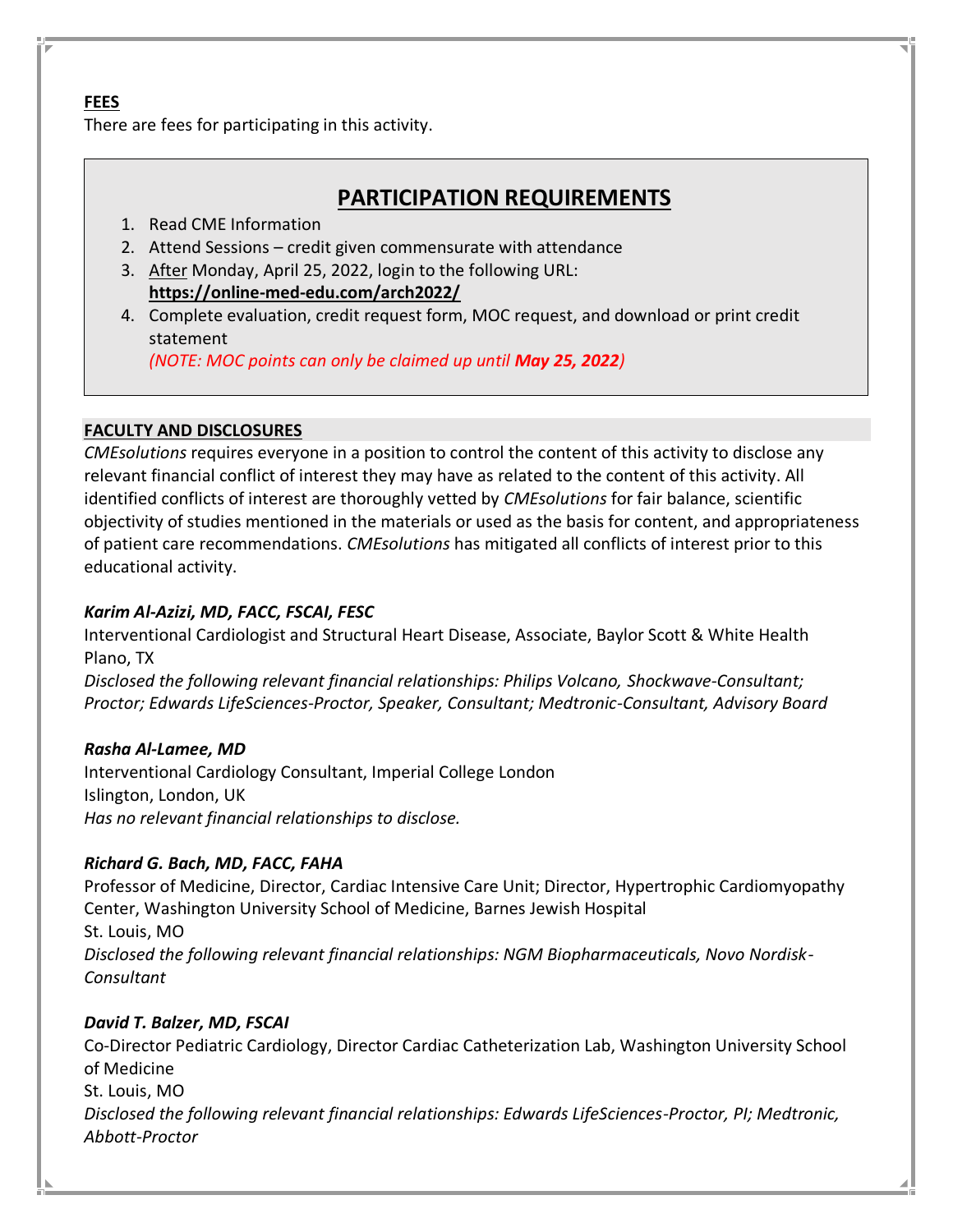**FEES**

There are fees for participating in this activity.

## PARTICIPATION REQUIREMENTS

1. Read CME Information
2. Attend Sessions – credit given commensurate with attendance
3. After Monday, April 25, 2022, login to the following URL: **https://online-med-edu.com/arch2022/**
4. Complete evaluation, credit request form, MOC request, and download or print credit statement
   *(NOTE: MOC points can only be claimed up until **May 25, 2022**)*

**FACULTY AND DISCLOSURES**

*CMEsolutions* requires everyone in a position to control the content of this activity to disclose any relevant financial conflict of interest they may have as related to the content of this activity. All identified conflicts of interest are thoroughly vetted by *CMEsolutions* for fair balance, scientific objectivity of studies mentioned in the materials or used as the basis for content, and appropriateness of patient care recommendations. *CMEsolutions* has mitigated all conflicts of interest prior to this educational activity.

***Karim Al-Azizi, MD, FACC, FSCAI, FESC***
Interventional Cardiologist and Structural Heart Disease, Associate, Baylor Scott & White Health
Plano, TX
*Disclosed the following relevant financial relationships: Philips Volcano, Shockwave-Consultant; Proctor; Edwards LifeSciences-Proctor, Speaker, Consultant; Medtronic-Consultant, Advisory Board*

***Rasha Al-Lamee, MD***
Interventional Cardiology Consultant, Imperial College London
Islington, London, UK
*Has no relevant financial relationships to disclose.*

***Richard G. Bach, MD, FACC, FAHA***
Professor of Medicine, Director, Cardiac Intensive Care Unit; Director, Hypertrophic Cardiomyopathy Center, Washington University School of Medicine, Barnes Jewish Hospital
St. Louis, MO
*Disclosed the following relevant financial relationships: NGM Biopharmaceuticals, Novo Nordisk-Consultant*

***David T. Balzer, MD, FSCAI***
Co-Director Pediatric Cardiology, Director Cardiac Catheterization Lab, Washington University School of Medicine
St. Louis, MO
*Disclosed the following relevant financial relationships: Edwards LifeSciences-Proctor, PI; Medtronic, Abbott-Proctor*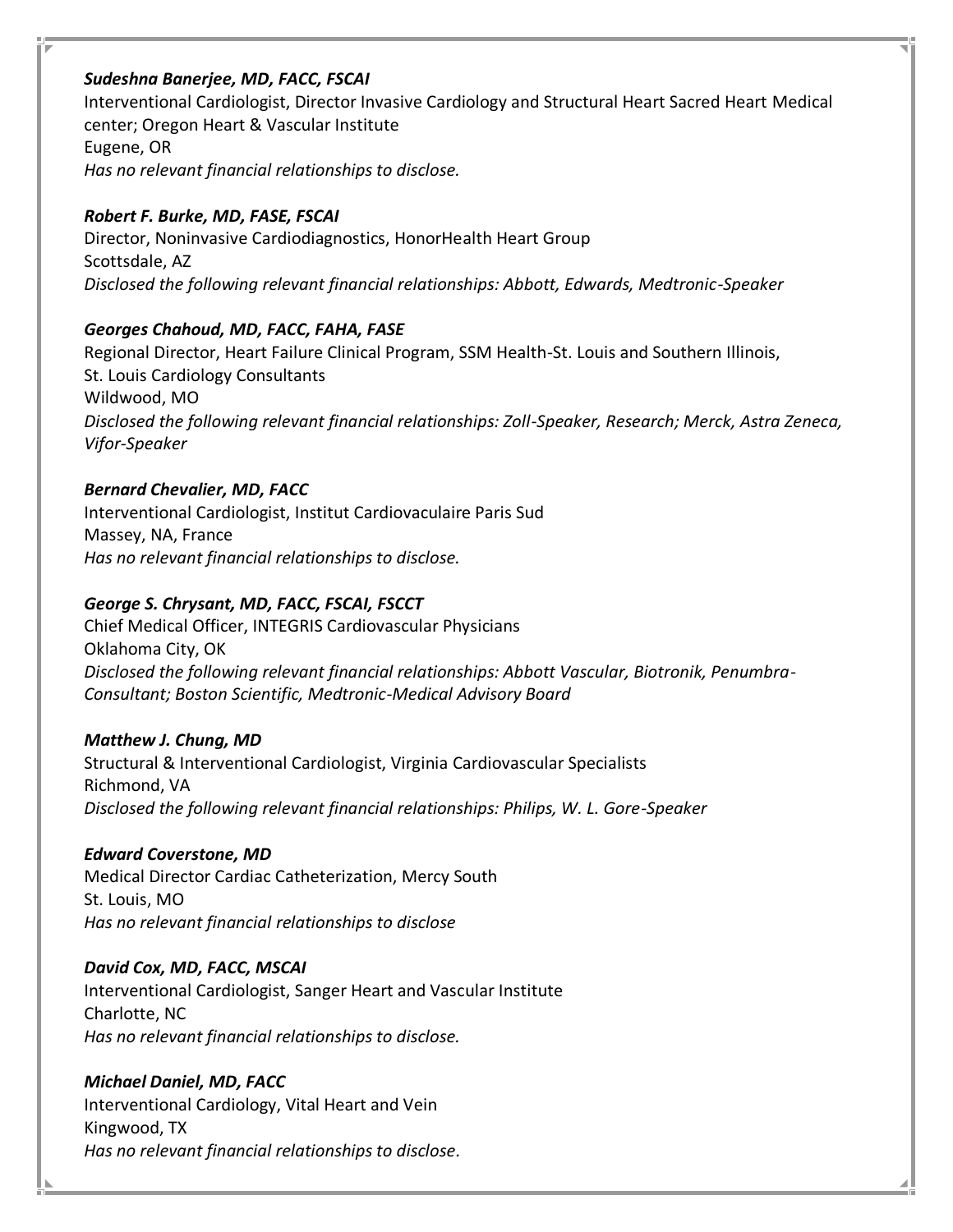***Sudeshna Banerjee, MD, FACC, FSCAI***
Interventional Cardiologist, Director Invasive Cardiology and Structural Heart Sacred Heart Medical center; Oregon Heart & Vascular Institute
Eugene, OR
*Has no relevant financial relationships to disclose.*

***Robert F. Burke, MD, FASE, FSCAI***
Director, Noninvasive Cardiodiagnostics, HonorHealth Heart Group
Scottsdale, AZ
*Disclosed the following relevant financial relationships: Abbott, Edwards, Medtronic-Speaker*

***Georges Chahoud, MD, FACC, FAHA, FASE***
Regional Director, Heart Failure Clinical Program, SSM Health-St. Louis and Southern Illinois, St. Louis Cardiology Consultants
Wildwood, MO
*Disclosed the following relevant financial relationships: Zoll-Speaker, Research; Merck, Astra Zeneca, Vifor-Speaker*

***Bernard Chevalier, MD, FACC***
Interventional Cardiologist, Institut Cardiovaculaire Paris Sud
Massey, NA, France
*Has no relevant financial relationships to disclose.*

***George S. Chrysant, MD, FACC, FSCAI, FSCCT***
Chief Medical Officer, INTEGRIS Cardiovascular Physicians
Oklahoma City, OK
*Disclosed the following relevant financial relationships: Abbott Vascular, Biotronik, Penumbra-Consultant; Boston Scientific, Medtronic-Medical Advisory Board*

***Matthew J. Chung, MD***
Structural & Interventional Cardiologist, Virginia Cardiovascular Specialists
Richmond, VA
*Disclosed the following relevant financial relationships: Philips, W. L. Gore-Speaker*

***Edward Coverstone, MD***
Medical Director Cardiac Catheterization, Mercy South
St. Louis, MO
*Has no relevant financial relationships to disclose*

***David Cox, MD, FACC, MSCAI***
Interventional Cardiologist, Sanger Heart and Vascular Institute
Charlotte, NC
*Has no relevant financial relationships to disclose.*

***Michael Daniel, MD, FACC***
Interventional Cardiology, Vital Heart and Vein
Kingwood, TX
*Has no relevant financial relationships to disclose.*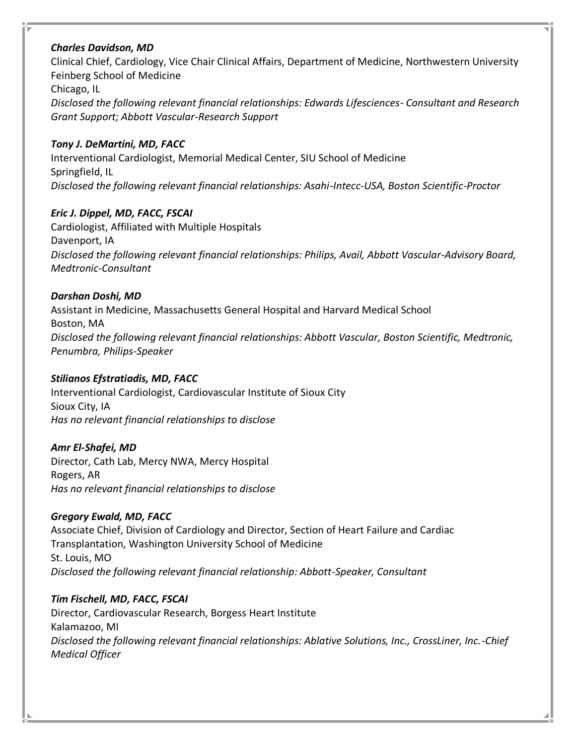***Charles Davidson, MD***
Clinical Chief, Cardiology, Vice Chair Clinical Affairs, Department of Medicine, Northwestern University Feinberg School of Medicine
Chicago, IL
*Disclosed the following relevant financial relationships: Edwards Lifesciences- Consultant and Research Grant Support; Abbott Vascular-Research Support*

***Tony J. DeMartini, MD, FACC***
Interventional Cardiologist, Memorial Medical Center, SIU School of Medicine
Springfield, IL
*Disclosed the following relevant financial relationships: Asahi-Intecc-USA, Boston Scientific-Proctor*

***Eric J. Dippel, MD, FACC, FSCAI***
Cardiologist, Affiliated with Multiple Hospitals
Davenport, IA
*Disclosed the following relevant financial relationships: Philips, Avail, Abbott Vascular-Advisory Board, Medtronic-Consultant*

***Darshan Doshi, MD***
Assistant in Medicine, Massachusetts General Hospital and Harvard Medical School
Boston, MA
*Disclosed the following relevant financial relationships: Abbott Vascular, Boston Scientific, Medtronic, Penumbra, Philips-Speaker*

***Stilianos Efstratiadis, MD, FACC***
Interventional Cardiologist, Cardiovascular Institute of Sioux City
Sioux City, IA
*Has no relevant financial relationships to disclose*

***Amr El-Shafei, MD***
Director, Cath Lab, Mercy NWA, Mercy Hospital
Rogers, AR
*Has no relevant financial relationships to disclose*

***Gregory Ewald, MD, FACC***
Associate Chief, Division of Cardiology and Director, Section of Heart Failure and Cardiac Transplantation, Washington University School of Medicine
St. Louis, MO
*Disclosed the following relevant financial relationship: Abbott-Speaker, Consultant*

***Tim Fischell, MD, FACC, FSCAI***
Director, Cardiovascular Research, Borgess Heart Institute
Kalamazoo, MI
*Disclosed the following relevant financial relationships: Ablative Solutions, Inc., CrossLiner, Inc.-Chief Medical Officer*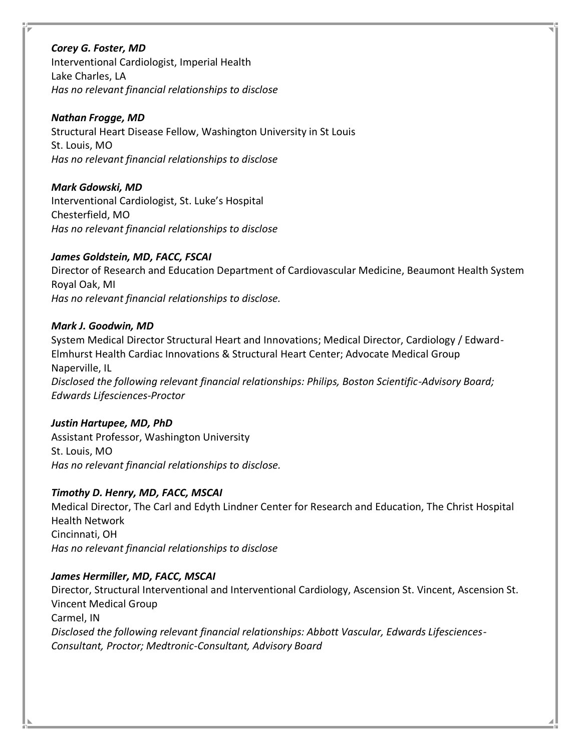***Corey G. Foster, MD***
Interventional Cardiologist, Imperial Health
Lake Charles, LA
*Has no relevant financial relationships to disclose*

***Nathan Frogge, MD***
Structural Heart Disease Fellow, Washington University in St Louis
St. Louis, MO
*Has no relevant financial relationships to disclose*

***Mark Gdowski, MD***
Interventional Cardiologist, St. Luke's Hospital
Chesterfield, MO
*Has no relevant financial relationships to disclose*

***James Goldstein, MD, FACC, FSCAI***
Director of Research and Education Department of Cardiovascular Medicine, Beaumont Health System
Royal Oak, MI
*Has no relevant financial relationships to disclose.*

***Mark J. Goodwin, MD***
System Medical Director Structural Heart and Innovations; Medical Director, Cardiology / Edward-Elmhurst Health Cardiac Innovations & Structural Heart Center; Advocate Medical Group
Naperville, IL
*Disclosed the following relevant financial relationships: Philips, Boston Scientific-Advisory Board; Edwards Lifesciences-Proctor*

***Justin Hartupee, MD, PhD***
Assistant Professor, Washington University
St. Louis, MO
*Has no relevant financial relationships to disclose.*

***Timothy D. Henry, MD, FACC, MSCAI***
Medical Director, The Carl and Edyth Lindner Center for Research and Education, The Christ Hospital Health Network
Cincinnati, OH
*Has no relevant financial relationships to disclose*

***James Hermiller, MD, FACC, MSCAI***
Director, Structural Interventional and Interventional Cardiology, Ascension St. Vincent, Ascension St. Vincent Medical Group
Carmel, IN
*Disclosed the following relevant financial relationships: Abbott Vascular, Edwards Lifesciences-Consultant, Proctor; Medtronic-Consultant, Advisory Board*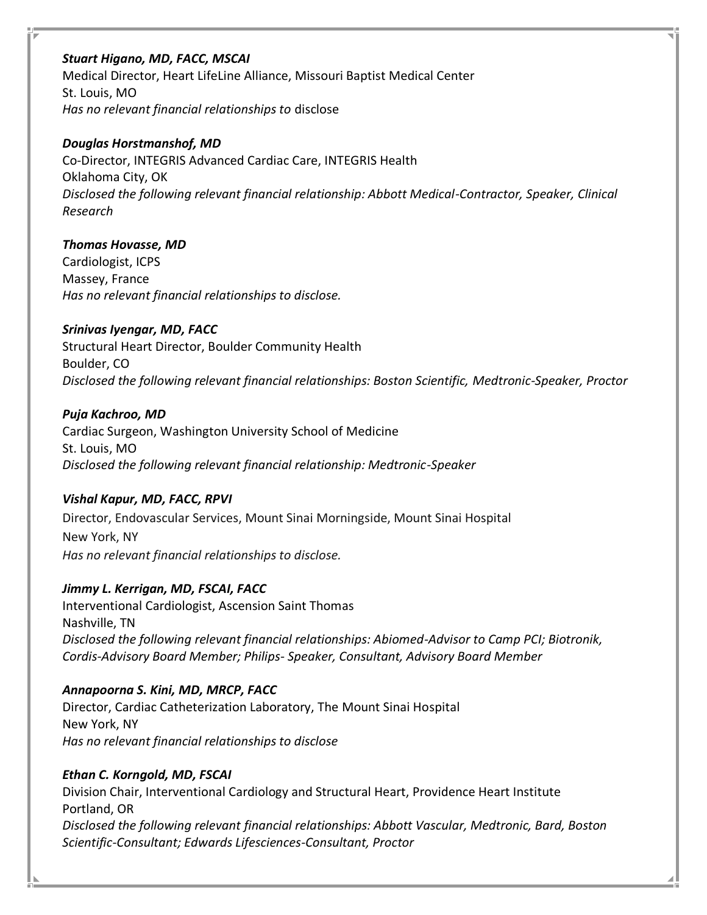***Stuart Higano, MD, FACC, MSCAI***
Medical Director, Heart LifeLine Alliance, Missouri Baptist Medical Center
St. Louis, MO
*Has no relevant financial relationships to* disclose

***Douglas Horstmanshof, MD***
Co-Director, INTEGRIS Advanced Cardiac Care, INTEGRIS Health
Oklahoma City, OK
*Disclosed the following relevant financial relationship: Abbott Medical-Contractor, Speaker, Clinical Research*

***Thomas Hovasse, MD***
Cardiologist, ICPS
Massey, France
*Has no relevant financial relationships to disclose.*

***Srinivas Iyengar, MD, FACC***
Structural Heart Director, Boulder Community Health
Boulder, CO
*Disclosed the following relevant financial relationships: Boston Scientific, Medtronic-Speaker, Proctor*

***Puja Kachroo, MD***
Cardiac Surgeon, Washington University School of Medicine
St. Louis, MO
*Disclosed the following relevant financial relationship: Medtronic-Speaker*

***Vishal Kapur, MD, FACC, RPVI***
Director, Endovascular Services, Mount Sinai Morningside, Mount Sinai Hospital
New York, NY
*Has no relevant financial relationships to disclose.*

***Jimmy L. Kerrigan, MD, FSCAI, FACC***
Interventional Cardiologist, Ascension Saint Thomas
Nashville, TN
*Disclosed the following relevant financial relationships: Abiomed-Advisor to Camp PCI; Biotronik, Cordis-Advisory Board Member; Philips- Speaker, Consultant, Advisory Board Member*

***Annapoorna S. Kini, MD, MRCP, FACC***
Director, Cardiac Catheterization Laboratory, The Mount Sinai Hospital
New York, NY
*Has no relevant financial relationships to disclose*

***Ethan C. Korngold, MD, FSCAI***
Division Chair, Interventional Cardiology and Structural Heart, Providence Heart Institute
Portland, OR
*Disclosed the following relevant financial relationships: Abbott Vascular, Medtronic, Bard, Boston Scientific-Consultant; Edwards Lifesciences-Consultant, Proctor*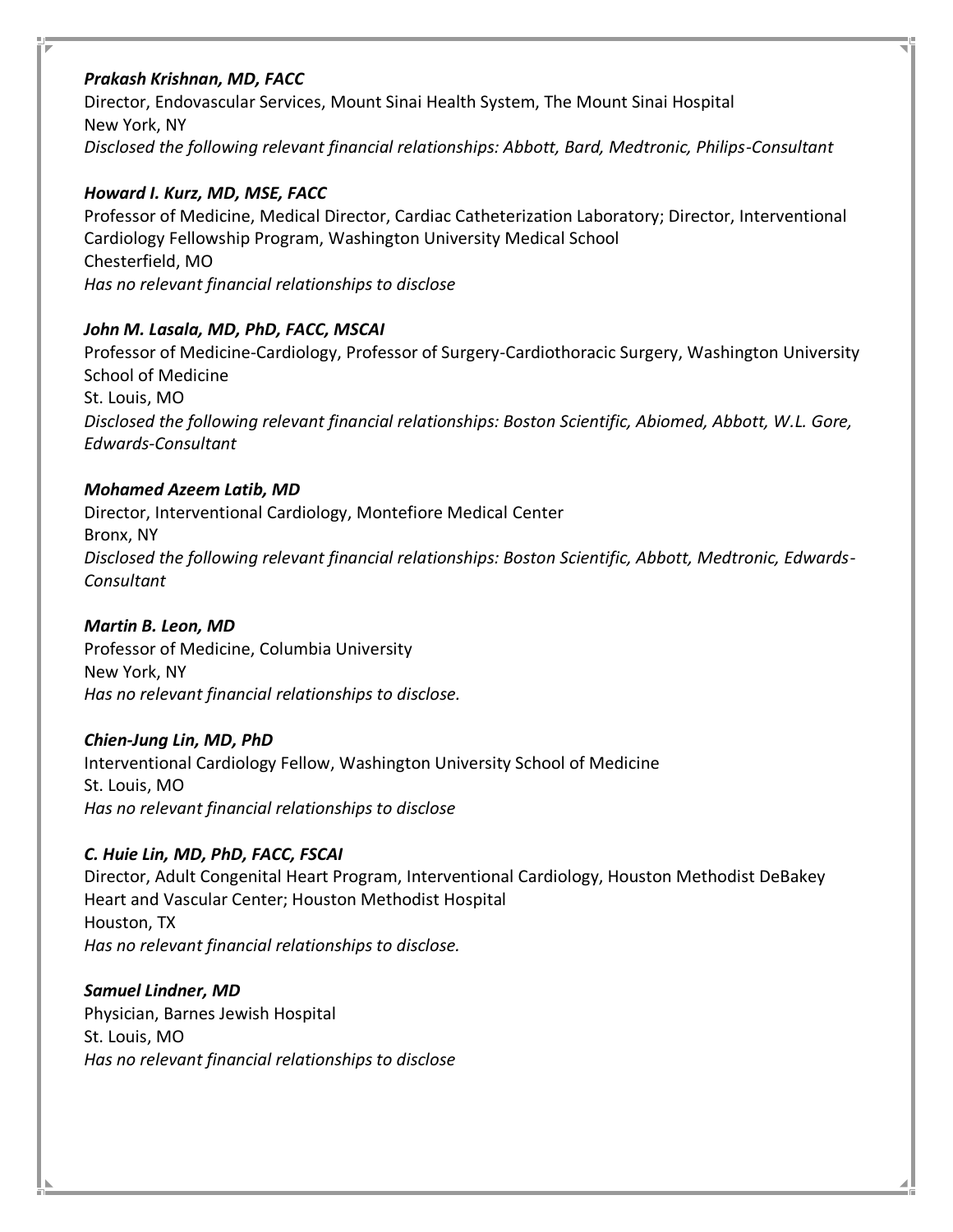***Prakash Krishnan, MD, FACC***
Director, Endovascular Services, Mount Sinai Health System, The Mount Sinai Hospital
New York, NY
*Disclosed the following relevant financial relationships: Abbott, Bard, Medtronic, Philips-Consultant*

***Howard I. Kurz, MD, MSE, FACC***
Professor of Medicine, Medical Director, Cardiac Catheterization Laboratory; Director, Interventional Cardiology Fellowship Program, Washington University Medical School
Chesterfield, MO
*Has no relevant financial relationships to disclose*

***John M. Lasala, MD, PhD, FACC, MSCAI***
Professor of Medicine-Cardiology, Professor of Surgery-Cardiothoracic Surgery, Washington University School of Medicine
St. Louis, MO
*Disclosed the following relevant financial relationships: Boston Scientific, Abiomed, Abbott, W.L. Gore, Edwards-Consultant*

***Mohamed Azeem Latib, MD***
Director, Interventional Cardiology, Montefiore Medical Center
Bronx, NY
*Disclosed the following relevant financial relationships: Boston Scientific, Abbott, Medtronic, Edwards-Consultant*

***Martin B. Leon, MD***
Professor of Medicine, Columbia University
New York, NY
*Has no relevant financial relationships to disclose.*

***Chien-Jung Lin, MD, PhD***
Interventional Cardiology Fellow, Washington University School of Medicine
St. Louis, MO
*Has no relevant financial relationships to disclose*

***C. Huie Lin, MD, PhD, FACC, FSCAI***
Director, Adult Congenital Heart Program, Interventional Cardiology, Houston Methodist DeBakey Heart and Vascular Center; Houston Methodist Hospital
Houston, TX
*Has no relevant financial relationships to disclose.*

***Samuel Lindner, MD***
Physician, Barnes Jewish Hospital
St. Louis, MO
*Has no relevant financial relationships to disclose*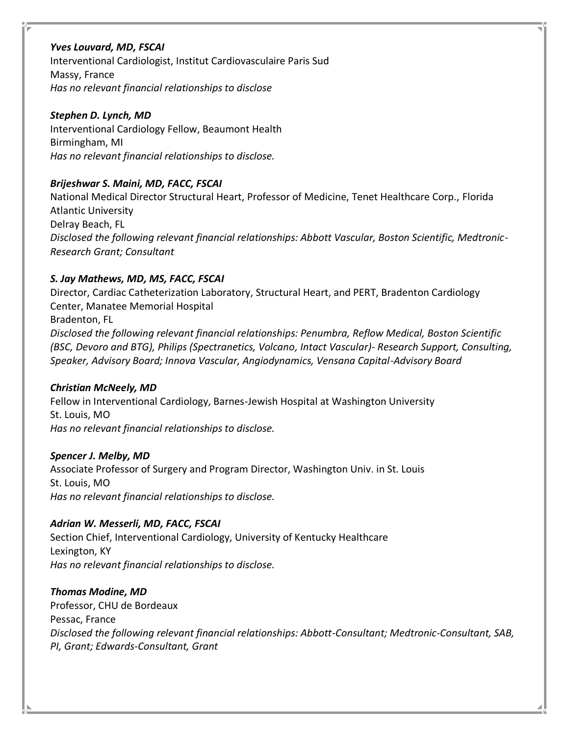***Yves Louvard, MD, FSCAI***
Interventional Cardiologist, Institut Cardiovasculaire Paris Sud
Massy, France
*Has no relevant financial relationships to disclose*

***Stephen D. Lynch, MD***
Interventional Cardiology Fellow, Beaumont Health
Birmingham, MI
*Has no relevant financial relationships to disclose.*

***Brijeshwar S. Maini, MD, FACC, FSCAI***
National Medical Director Structural Heart, Professor of Medicine, Tenet Healthcare Corp., Florida Atlantic University
Delray Beach, FL
*Disclosed the following relevant financial relationships: Abbott Vascular, Boston Scientific, Medtronic-Research Grant; Consultant*

***S. Jay Mathews, MD, MS, FACC, FSCAI***
Director, Cardiac Catheterization Laboratory, Structural Heart, and PERT, Bradenton Cardiology Center, Manatee Memorial Hospital
Bradenton, FL
*Disclosed the following relevant financial relationships: Penumbra, Reflow Medical, Boston Scientific (BSC, Devoro and BTG), Philips (Spectranetics, Volcano, Intact Vascular)- Research Support, Consulting, Speaker, Advisory Board; Innova Vascular, Angiodynamics, Vensana Capital-Advisory Board*

***Christian McNeely, MD***
Fellow in Interventional Cardiology, Barnes-Jewish Hospital at Washington University
St. Louis, MO
*Has no relevant financial relationships to disclose.*

***Spencer J. Melby, MD***
Associate Professor of Surgery and Program Director, Washington Univ. in St. Louis
St. Louis, MO
*Has no relevant financial relationships to disclose.*

***Adrian W. Messerli, MD, FACC, FSCAI***
Section Chief, Interventional Cardiology, University of Kentucky Healthcare
Lexington, KY
*Has no relevant financial relationships to disclose.*

***Thomas Modine, MD***
Professor, CHU de Bordeaux
Pessac, France
*Disclosed the following relevant financial relationships: Abbott-Consultant; Medtronic-Consultant, SAB, PI, Grant; Edwards-Consultant, Grant*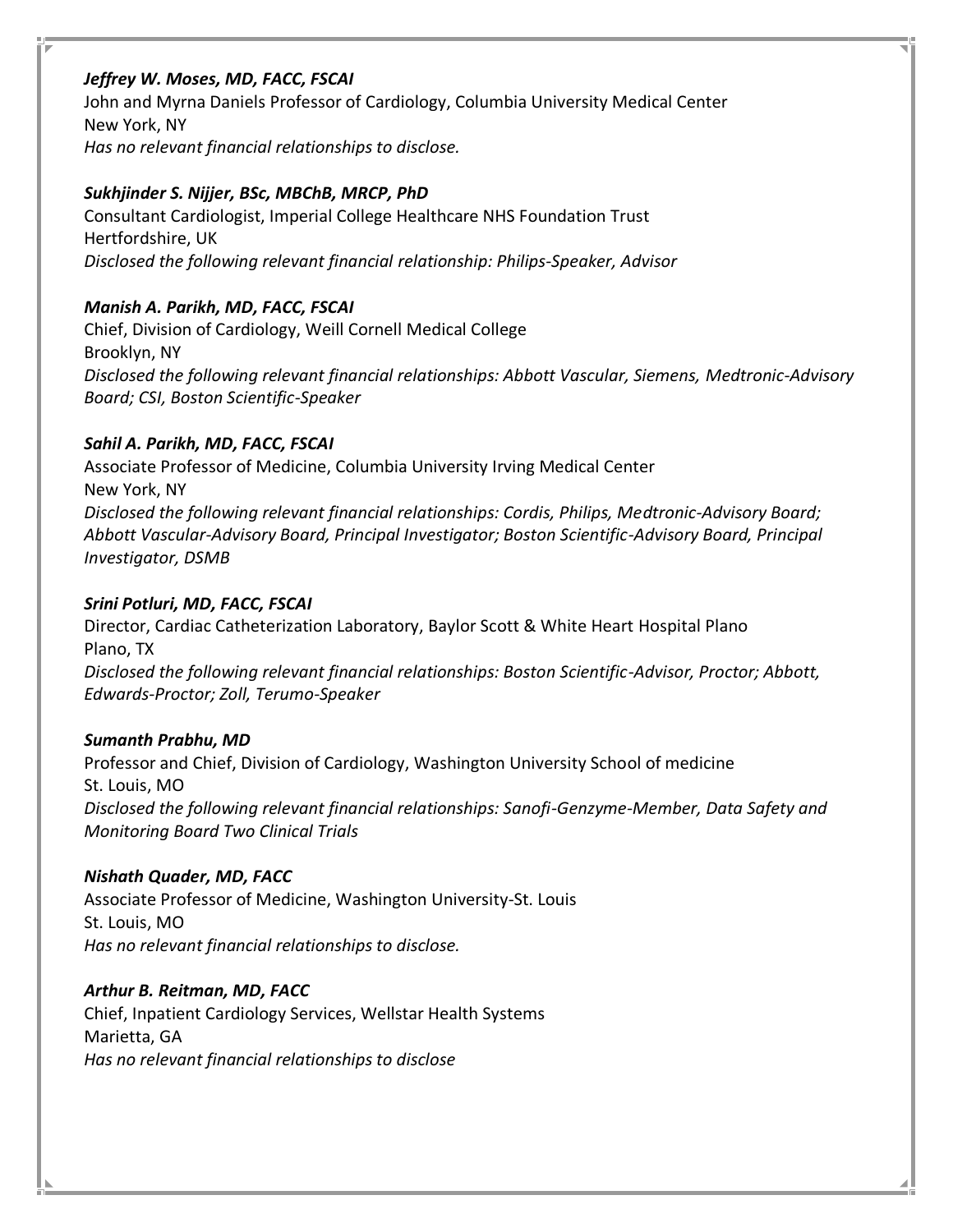***Jeffrey W. Moses, MD, FACC, FSCAI***
John and Myrna Daniels Professor of Cardiology, Columbia University Medical Center
New York, NY
*Has no relevant financial relationships to disclose.*

***Sukhjinder S. Nijjer, BSc, MBChB, MRCP, PhD***
Consultant Cardiologist, Imperial College Healthcare NHS Foundation Trust
Hertfordshire, UK
*Disclosed the following relevant financial relationship: Philips-Speaker, Advisor*

***Manish A. Parikh, MD, FACC, FSCAI***
Chief, Division of Cardiology, Weill Cornell Medical College
Brooklyn, NY
*Disclosed the following relevant financial relationships: Abbott Vascular, Siemens, Medtronic-Advisory Board; CSI, Boston Scientific-Speaker*

***Sahil A. Parikh, MD, FACC, FSCAI***
Associate Professor of Medicine, Columbia University Irving Medical Center
New York, NY
*Disclosed the following relevant financial relationships: Cordis, Philips, Medtronic-Advisory Board; Abbott Vascular-Advisory Board, Principal Investigator; Boston Scientific-Advisory Board, Principal Investigator, DSMB*

***Srini Potluri, MD, FACC, FSCAI***
Director, Cardiac Catheterization Laboratory, Baylor Scott & White Heart Hospital Plano
Plano, TX
*Disclosed the following relevant financial relationships: Boston Scientific-Advisor, Proctor; Abbott, Edwards-Proctor; Zoll, Terumo-Speaker*

***Sumanth Prabhu, MD***
Professor and Chief, Division of Cardiology, Washington University School of medicine
St. Louis, MO
*Disclosed the following relevant financial relationships: Sanofi-Genzyme-Member, Data Safety and Monitoring Board Two Clinical Trials*

***Nishath Quader, MD, FACC***
Associate Professor of Medicine, Washington University-St. Louis
St. Louis, MO
*Has no relevant financial relationships to disclose.*

***Arthur B. Reitman, MD, FACC***
Chief, Inpatient Cardiology Services, Wellstar Health Systems
Marietta, GA
*Has no relevant financial relationships to disclose*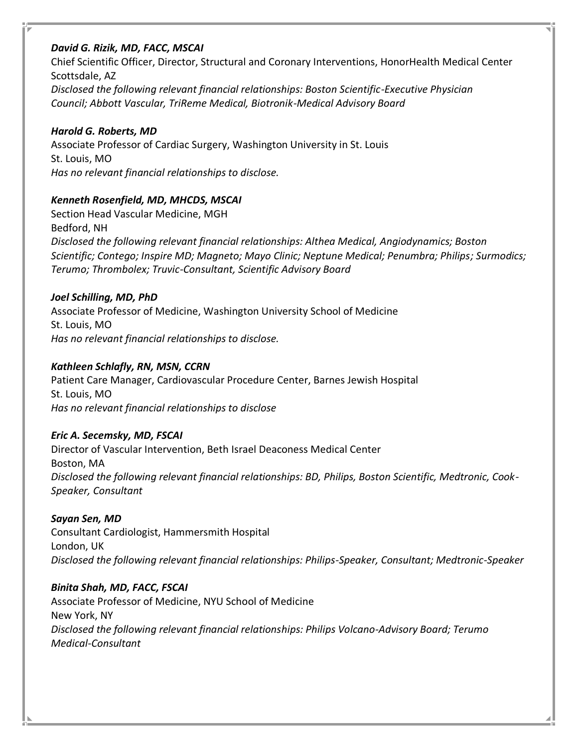***David G. Rizik, MD, FACC, MSCAI***
Chief Scientific Officer, Director, Structural and Coronary Interventions, HonorHealth Medical Center
Scottsdale, AZ
*Disclosed the following relevant financial relationships: Boston Scientific-Executive Physician Council; Abbott Vascular, TriReme Medical, Biotronik-Medical Advisory Board*

***Harold G. Roberts, MD***
Associate Professor of Cardiac Surgery, Washington University in St. Louis
St. Louis, MO
*Has no relevant financial relationships to disclose.*

***Kenneth Rosenfield, MD, MHCDS, MSCAI***
Section Head Vascular Medicine, MGH
Bedford, NH
*Disclosed the following relevant financial relationships: Althea Medical, Angiodynamics; Boston Scientific; Contego; Inspire MD; Magneto; Mayo Clinic; Neptune Medical; Penumbra; Philips; Surmodics; Terumo; Thrombolex; Truvic-Consultant, Scientific Advisory Board*

***Joel Schilling, MD, PhD***
Associate Professor of Medicine, Washington University School of Medicine
St. Louis, MO
*Has no relevant financial relationships to disclose.*

***Kathleen Schlafly, RN, MSN, CCRN***
Patient Care Manager, Cardiovascular Procedure Center, Barnes Jewish Hospital
St. Louis, MO
*Has no relevant financial relationships to disclose*

***Eric A. Secemsky, MD, FSCAI***
Director of Vascular Intervention, Beth Israel Deaconess Medical Center
Boston, MA
*Disclosed the following relevant financial relationships: BD, Philips, Boston Scientific, Medtronic, Cook-Speaker, Consultant*

***Sayan Sen, MD***
Consultant Cardiologist, Hammersmith Hospital
London, UK
*Disclosed the following relevant financial relationships: Philips-Speaker, Consultant; Medtronic-Speaker*

***Binita Shah, MD, FACC, FSCAI***
Associate Professor of Medicine, NYU School of Medicine
New York, NY
*Disclosed the following relevant financial relationships: Philips Volcano-Advisory Board; Terumo Medical-Consultant*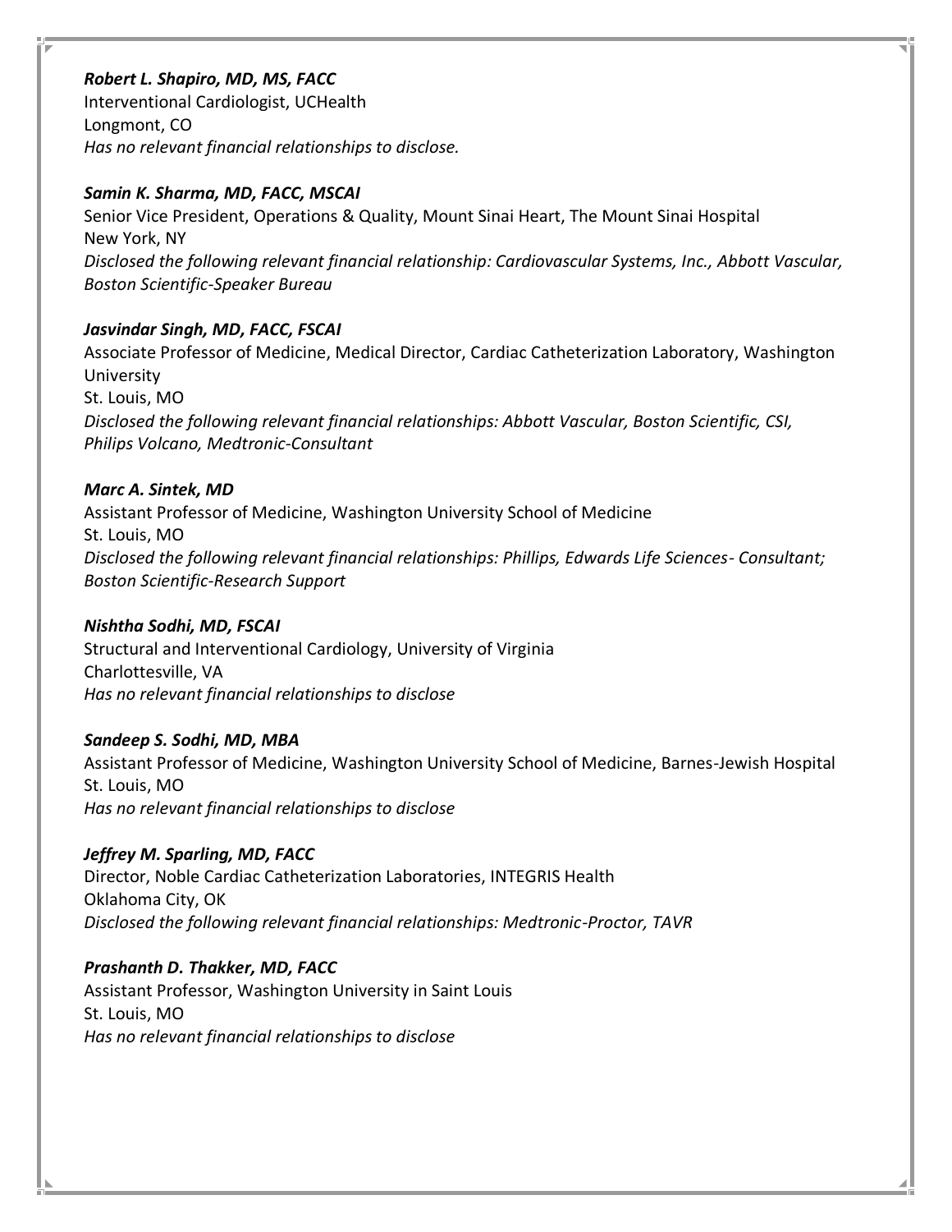***Robert L. Shapiro, MD, MS, FACC***
Interventional Cardiologist, UCHealth
Longmont, CO
*Has no relevant financial relationships to disclose.*

***Samin K. Sharma, MD, FACC, MSCAI***
Senior Vice President, Operations & Quality, Mount Sinai Heart, The Mount Sinai Hospital
New York, NY
*Disclosed the following relevant financial relationship: Cardiovascular Systems, Inc., Abbott Vascular, Boston Scientific-Speaker Bureau*

***Jasvindar Singh, MD, FACC, FSCAI***
Associate Professor of Medicine, Medical Director, Cardiac Catheterization Laboratory, Washington University
St. Louis, MO
*Disclosed the following relevant financial relationships: Abbott Vascular, Boston Scientific, CSI, Philips Volcano, Medtronic-Consultant*

***Marc A. Sintek, MD***
Assistant Professor of Medicine, Washington University School of Medicine
St. Louis, MO
*Disclosed the following relevant financial relationships: Phillips, Edwards Life Sciences- Consultant; Boston Scientific-Research Support*

***Nishtha Sodhi, MD, FSCAI***
Structural and Interventional Cardiology, University of Virginia
Charlottesville, VA
*Has no relevant financial relationships to disclose*

***Sandeep S. Sodhi, MD, MBA***
Assistant Professor of Medicine, Washington University School of Medicine, Barnes-Jewish Hospital
St. Louis, MO
*Has no relevant financial relationships to disclose*

***Jeffrey M. Sparling, MD, FACC***
Director, Noble Cardiac Catheterization Laboratories, INTEGRIS Health
Oklahoma City, OK
*Disclosed the following relevant financial relationships: Medtronic-Proctor, TAVR*

***Prashanth D. Thakker, MD, FACC***
Assistant Professor, Washington University in Saint Louis
St. Louis, MO
*Has no relevant financial relationships to disclose*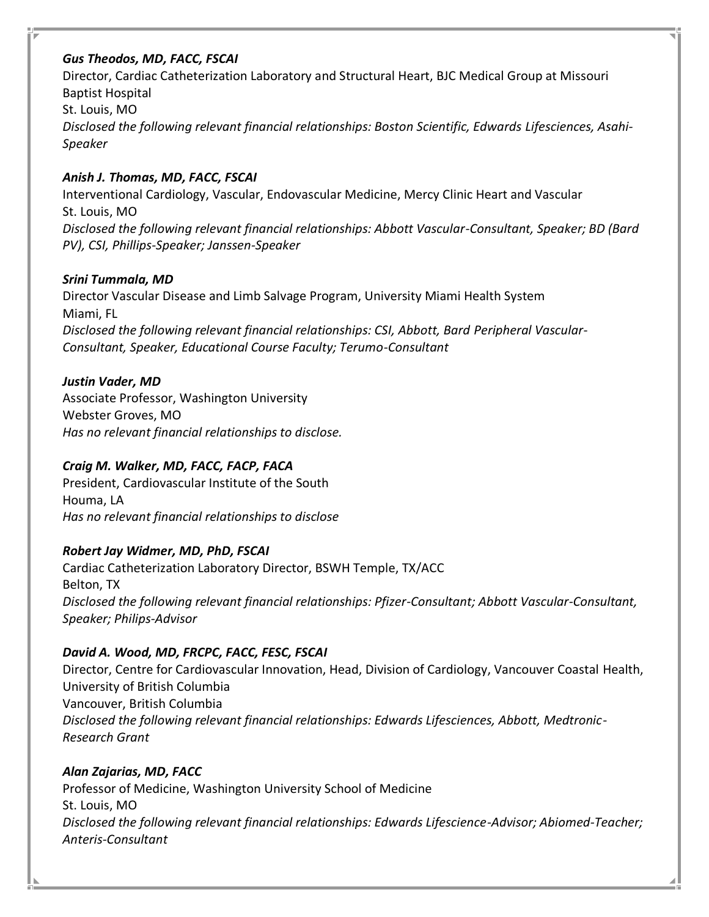***Gus Theodos, MD, FACC, FSCAI***
Director, Cardiac Catheterization Laboratory and Structural Heart, BJC Medical Group at Missouri Baptist Hospital
St. Louis, MO
*Disclosed the following relevant financial relationships: Boston Scientific, Edwards Lifesciences, Asahi-Speaker*

***Anish J. Thomas, MD, FACC, FSCAI***
Interventional Cardiology, Vascular, Endovascular Medicine, Mercy Clinic Heart and Vascular
St. Louis, MO
*Disclosed the following relevant financial relationships: Abbott Vascular-Consultant, Speaker; BD (Bard PV), CSI, Phillips-Speaker; Janssen-Speaker*

***Srini Tummala, MD***
Director Vascular Disease and Limb Salvage Program, University Miami Health System
Miami, FL
*Disclosed the following relevant financial relationships: CSI, Abbott, Bard Peripheral Vascular-Consultant, Speaker, Educational Course Faculty; Terumo-Consultant*

***Justin Vader, MD***
Associate Professor, Washington University
Webster Groves, MO
*Has no relevant financial relationships to disclose.*

***Craig M. Walker, MD, FACC, FACP, FACA***
President, Cardiovascular Institute of the South
Houma, LA
*Has no relevant financial relationships to disclose*

***Robert Jay Widmer, MD, PhD, FSCAI***
Cardiac Catheterization Laboratory Director, BSWH Temple, TX/ACC
Belton, TX
*Disclosed the following relevant financial relationships: Pfizer-Consultant; Abbott Vascular-Consultant, Speaker; Philips-Advisor*

***David A. Wood, MD, FRCPC, FACC, FESC, FSCAI***
Director, Centre for Cardiovascular Innovation, Head, Division of Cardiology, Vancouver Coastal Health, University of British Columbia
Vancouver, British Columbia
*Disclosed the following relevant financial relationships: Edwards Lifesciences, Abbott, Medtronic-Research Grant*

***Alan Zajarias, MD, FACC***
Professor of Medicine, Washington University School of Medicine
St. Louis, MO
*Disclosed the following relevant financial relationships: Edwards Lifescience-Advisor; Abiomed-Teacher; Anteris-Consultant*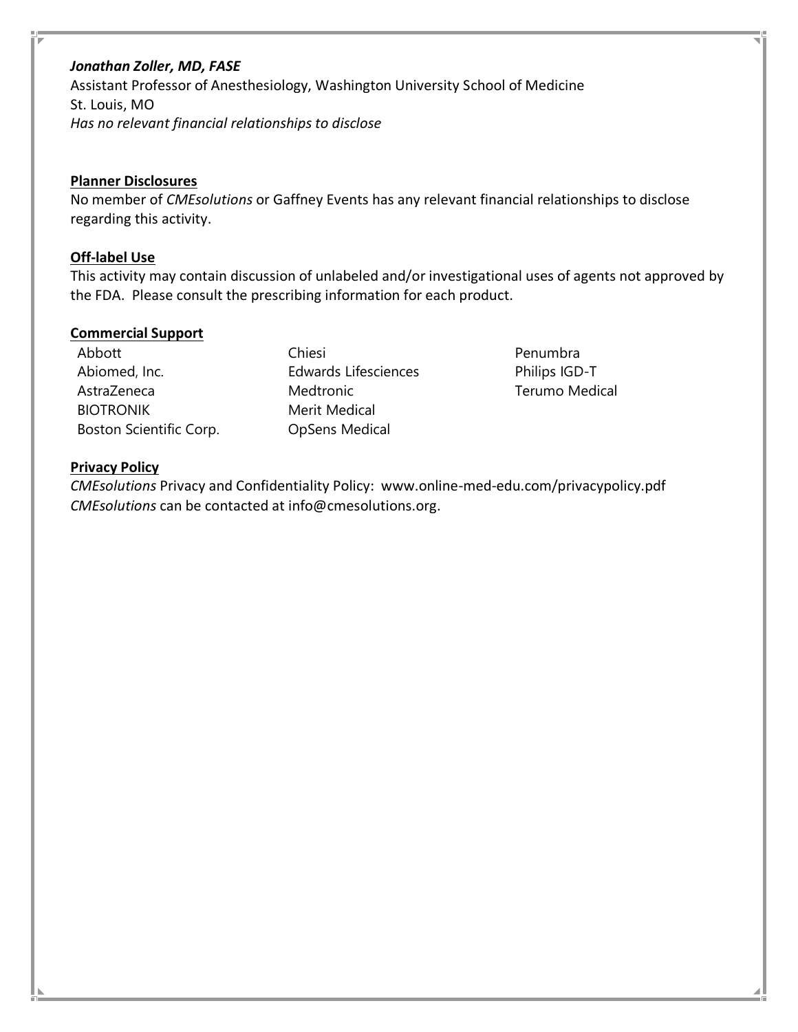***Jonathan Zoller, MD, FASE***
Assistant Professor of Anesthesiology, Washington University School of Medicine
St. Louis, MO
*Has no relevant financial relationships to disclose*

**Planner Disclosures**

No member of *CMEsolutions* or Gaffney Events has any relevant financial relationships to disclose regarding this activity.

**Off-label Use**

This activity may contain discussion of unlabeled and/or investigational uses of agents not approved by the FDA. Please consult the prescribing information for each product.

**Commercial Support**

| | | |
|---|---|---|
| Abbott | Chiesi | Penumbra |
| Abiomed, Inc. | Edwards Lifesciences | Philips IGD-T |
| AstraZeneca | Medtronic | Terumo Medical |
| BIOTRONIK | Merit Medical | |
| Boston Scientific Corp. | OpSens Medical | |

**Privacy Policy**

*CMEsolutions* Privacy and Confidentiality Policy: www.online-med-edu.com/privacypolicy.pdf
*CMEsolutions* can be contacted at info@cmesolutions.org.